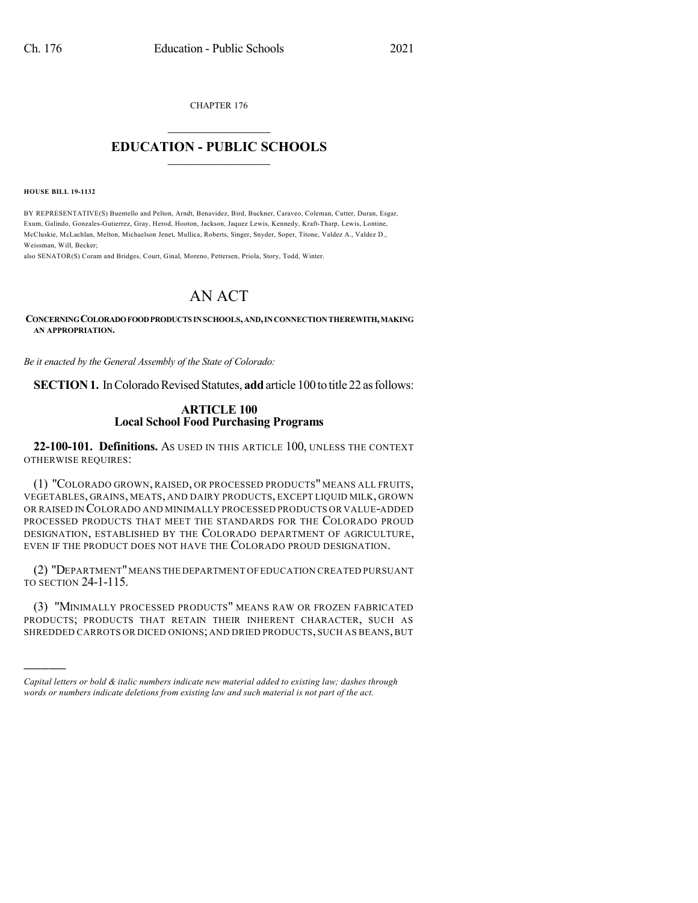CHAPTER 176

## EDUCATION - PUBLIC SCHOOLS

**HOUSE BILL 19-1132**

BY REPRESENTATIVE(S) Buentello and Pelton, Arndt, Benavidez, Bird, Buckner, Caraveo, Coleman, Cutter, Duran, Esgar, Exum, Galindo, Gonzales-Gutierrez, Gray, Herod, Hooton, Jackson, Jaquez Lewis, Kennedy, Kraft-Tharp, Lewis, Lontine, McCluskie, McLachlan, Melton, Michaelson Jenet, Mullica, Roberts, Singer, Snyder, Soper, Titone, Valdez A., Valdez D., Weissman, Will, Becker;
also SENATOR(S) Coram and Bridges, Court, Ginal, Moreno, Pettersen, Priola, Story, Todd, Winter.

# AN ACT

**CONCERNING COLORADO FOOD PRODUCTS IN SCHOOLS, AND, IN CONNECTION THEREWITH, MAKING AN APPROPRIATION.**

*Be it enacted by the General Assembly of the State of Colorado:*

**SECTION 1.** In Colorado Revised Statutes, **add** article 100 to title 22 as follows:

### ARTICLE 100
### Local School Food Purchasing Programs

**22-100-101. Definitions.** AS USED IN THIS ARTICLE 100, UNLESS THE CONTEXT OTHERWISE REQUIRES:

(1) "COLORADO GROWN, RAISED, OR PROCESSED PRODUCTS" MEANS ALL FRUITS, VEGETABLES, GRAINS, MEATS, AND DAIRY PRODUCTS, EXCEPT LIQUID MILK, GROWN OR RAISED IN COLORADO AND MINIMALLY PROCESSED PRODUCTS OR VALUE-ADDED PROCESSED PRODUCTS THAT MEET THE STANDARDS FOR THE COLORADO PROUD DESIGNATION, ESTABLISHED BY THE COLORADO DEPARTMENT OF AGRICULTURE, EVEN IF THE PRODUCT DOES NOT HAVE THE COLORADO PROUD DESIGNATION.

(2) "DEPARTMENT" MEANS THE DEPARTMENT OF EDUCATION CREATED PURSUANT TO SECTION 24-1-115.

(3) "MINIMALLY PROCESSED PRODUCTS" MEANS RAW OR FROZEN FABRICATED PRODUCTS; PRODUCTS THAT RETAIN THEIR INHERENT CHARACTER, SUCH AS SHREDDED CARROTS OR DICED ONIONS; AND DRIED PRODUCTS, SUCH AS BEANS, BUT

---

*Capital letters or bold & italic numbers indicate new material added to existing law; dashes through words or numbers indicate deletions from existing law and such material is not part of the act.*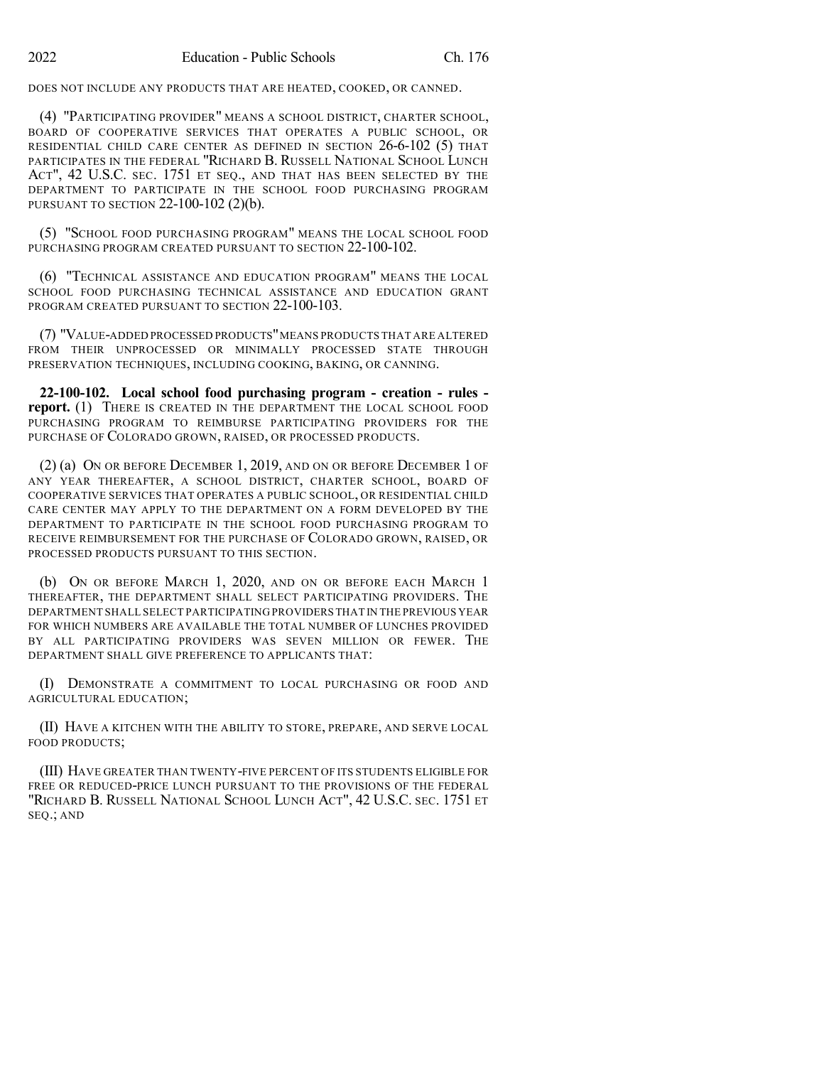DOES NOT INCLUDE ANY PRODUCTS THAT ARE HEATED, COOKED, OR CANNED.

(4) "PARTICIPATING PROVIDER" MEANS A SCHOOL DISTRICT, CHARTER SCHOOL, BOARD OF COOPERATIVE SERVICES THAT OPERATES A PUBLIC SCHOOL, OR RESIDENTIAL CHILD CARE CENTER AS DEFINED IN SECTION 26-6-102 (5) THAT PARTICIPATES IN THE FEDERAL "RICHARD B. RUSSELL NATIONAL SCHOOL LUNCH ACT", 42 U.S.C. SEC. 1751 ET SEQ., AND THAT HAS BEEN SELECTED BY THE DEPARTMENT TO PARTICIPATE IN THE SCHOOL FOOD PURCHASING PROGRAM PURSUANT TO SECTION 22-100-102 (2)(b).

(5) "SCHOOL FOOD PURCHASING PROGRAM" MEANS THE LOCAL SCHOOL FOOD PURCHASING PROGRAM CREATED PURSUANT TO SECTION 22-100-102.

(6) "TECHNICAL ASSISTANCE AND EDUCATION PROGRAM" MEANS THE LOCAL SCHOOL FOOD PURCHASING TECHNICAL ASSISTANCE AND EDUCATION GRANT PROGRAM CREATED PURSUANT TO SECTION 22-100-103.

(7) "VALUE-ADDED PROCESSED PRODUCTS" MEANS PRODUCTS THAT ARE ALTERED FROM THEIR UNPROCESSED OR MINIMALLY PROCESSED STATE THROUGH PRESERVATION TECHNIQUES, INCLUDING COOKING, BAKING, OR CANNING.

**22-100-102. Local school food purchasing program - creation - rules - report.** (1) THERE IS CREATED IN THE DEPARTMENT THE LOCAL SCHOOL FOOD PURCHASING PROGRAM TO REIMBURSE PARTICIPATING PROVIDERS FOR THE PURCHASE OF COLORADO GROWN, RAISED, OR PROCESSED PRODUCTS.

(2) (a) ON OR BEFORE DECEMBER 1, 2019, AND ON OR BEFORE DECEMBER 1 OF ANY YEAR THEREAFTER, A SCHOOL DISTRICT, CHARTER SCHOOL, BOARD OF COOPERATIVE SERVICES THAT OPERATES A PUBLIC SCHOOL, OR RESIDENTIAL CHILD CARE CENTER MAY APPLY TO THE DEPARTMENT ON A FORM DEVELOPED BY THE DEPARTMENT TO PARTICIPATE IN THE SCHOOL FOOD PURCHASING PROGRAM TO RECEIVE REIMBURSEMENT FOR THE PURCHASE OF COLORADO GROWN, RAISED, OR PROCESSED PRODUCTS PURSUANT TO THIS SECTION.

(b) ON OR BEFORE MARCH 1, 2020, AND ON OR BEFORE EACH MARCH 1 THEREAFTER, THE DEPARTMENT SHALL SELECT PARTICIPATING PROVIDERS. THE DEPARTMENT SHALL SELECT PARTICIPATING PROVIDERS THAT IN THE PREVIOUS YEAR FOR WHICH NUMBERS ARE AVAILABLE THE TOTAL NUMBER OF LUNCHES PROVIDED BY ALL PARTICIPATING PROVIDERS WAS SEVEN MILLION OR FEWER. THE DEPARTMENT SHALL GIVE PREFERENCE TO APPLICANTS THAT:

(I) DEMONSTRATE A COMMITMENT TO LOCAL PURCHASING OR FOOD AND AGRICULTURAL EDUCATION;

(II) HAVE A KITCHEN WITH THE ABILITY TO STORE, PREPARE, AND SERVE LOCAL FOOD PRODUCTS;

(III) HAVE GREATER THAN TWENTY-FIVE PERCENT OF ITS STUDENTS ELIGIBLE FOR FREE OR REDUCED-PRICE LUNCH PURSUANT TO THE PROVISIONS OF THE FEDERAL "RICHARD B. RUSSELL NATIONAL SCHOOL LUNCH ACT", 42 U.S.C. SEC. 1751 ET SEQ.; AND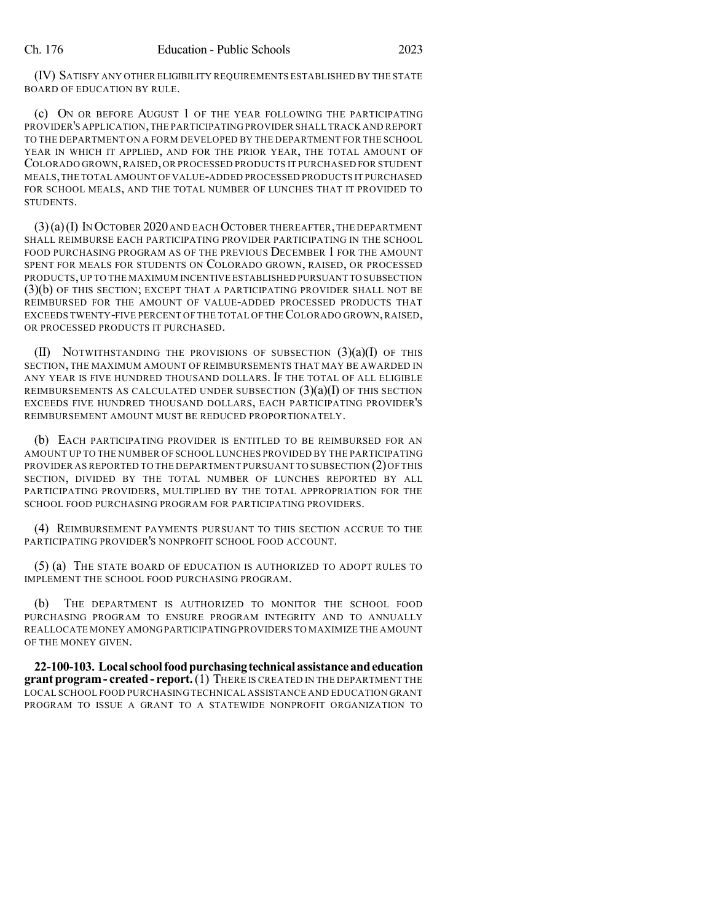(IV) SATISFY ANY OTHER ELIGIBILITY REQUIREMENTS ESTABLISHED BY THE STATE BOARD OF EDUCATION BY RULE.

(c) ON OR BEFORE AUGUST 1 OF THE YEAR FOLLOWING THE PARTICIPATING PROVIDER'S APPLICATION, THE PARTICIPATING PROVIDER SHALL TRACK AND REPORT TO THE DEPARTMENT ON A FORM DEVELOPED BY THE DEPARTMENT FOR THE SCHOOL YEAR IN WHICH IT APPLIED, AND FOR THE PRIOR YEAR, THE TOTAL AMOUNT OF COLORADO GROWN, RAISED, OR PROCESSED PRODUCTS IT PURCHASED FOR STUDENT MEALS, THE TOTAL AMOUNT OF VALUE-ADDED PROCESSED PRODUCTS IT PURCHASED FOR SCHOOL MEALS, AND THE TOTAL NUMBER OF LUNCHES THAT IT PROVIDED TO STUDENTS.

(3) (a) (I) IN OCTOBER 2020 AND EACH OCTOBER THEREAFTER, THE DEPARTMENT SHALL REIMBURSE EACH PARTICIPATING PROVIDER PARTICIPATING IN THE SCHOOL FOOD PURCHASING PROGRAM AS OF THE PREVIOUS DECEMBER 1 FOR THE AMOUNT SPENT FOR MEALS FOR STUDENTS ON COLORADO GROWN, RAISED, OR PROCESSED PRODUCTS, UP TO THE MAXIMUM INCENTIVE ESTABLISHED PURSUANT TO SUBSECTION (3)(b) OF THIS SECTION; EXCEPT THAT A PARTICIPATING PROVIDER SHALL NOT BE REIMBURSED FOR THE AMOUNT OF VALUE-ADDED PROCESSED PRODUCTS THAT EXCEEDS TWENTY-FIVE PERCENT OF THE TOTAL OF THE COLORADO GROWN, RAISED, OR PROCESSED PRODUCTS IT PURCHASED.

(II) NOTWITHSTANDING THE PROVISIONS OF SUBSECTION (3)(a)(I) OF THIS SECTION, THE MAXIMUM AMOUNT OF REIMBURSEMENTS THAT MAY BE AWARDED IN ANY YEAR IS FIVE HUNDRED THOUSAND DOLLARS. IF THE TOTAL OF ALL ELIGIBLE REIMBURSEMENTS AS CALCULATED UNDER SUBSECTION (3)(a)(I) OF THIS SECTION EXCEEDS FIVE HUNDRED THOUSAND DOLLARS, EACH PARTICIPATING PROVIDER'S REIMBURSEMENT AMOUNT MUST BE REDUCED PROPORTIONATELY.

(b) EACH PARTICIPATING PROVIDER IS ENTITLED TO BE REIMBURSED FOR AN AMOUNT UP TO THE NUMBER OF SCHOOL LUNCHES PROVIDED BY THE PARTICIPATING PROVIDER AS REPORTED TO THE DEPARTMENT PURSUANT TO SUBSECTION (2) OF THIS SECTION, DIVIDED BY THE TOTAL NUMBER OF LUNCHES REPORTED BY ALL PARTICIPATING PROVIDERS, MULTIPLIED BY THE TOTAL APPROPRIATION FOR THE SCHOOL FOOD PURCHASING PROGRAM FOR PARTICIPATING PROVIDERS.

(4) REIMBURSEMENT PAYMENTS PURSUANT TO THIS SECTION ACCRUE TO THE PARTICIPATING PROVIDER'S NONPROFIT SCHOOL FOOD ACCOUNT.

(5) (a) THE STATE BOARD OF EDUCATION IS AUTHORIZED TO ADOPT RULES TO IMPLEMENT THE SCHOOL FOOD PURCHASING PROGRAM.

(b) THE DEPARTMENT IS AUTHORIZED TO MONITOR THE SCHOOL FOOD PURCHASING PROGRAM TO ENSURE PROGRAM INTEGRITY AND TO ANNUALLY REALLOCATE MONEY AMONG PARTICIPATING PROVIDERS TO MAXIMIZE THE AMOUNT OF THE MONEY GIVEN.

**22-100-103. Local school food purchasing technical assistance and education grant program - created - report.** (1) THERE IS CREATED IN THE DEPARTMENT THE LOCAL SCHOOL FOOD PURCHASING TECHNICAL ASSISTANCE AND EDUCATION GRANT PROGRAM TO ISSUE A GRANT TO A STATEWIDE NONPROFIT ORGANIZATION TO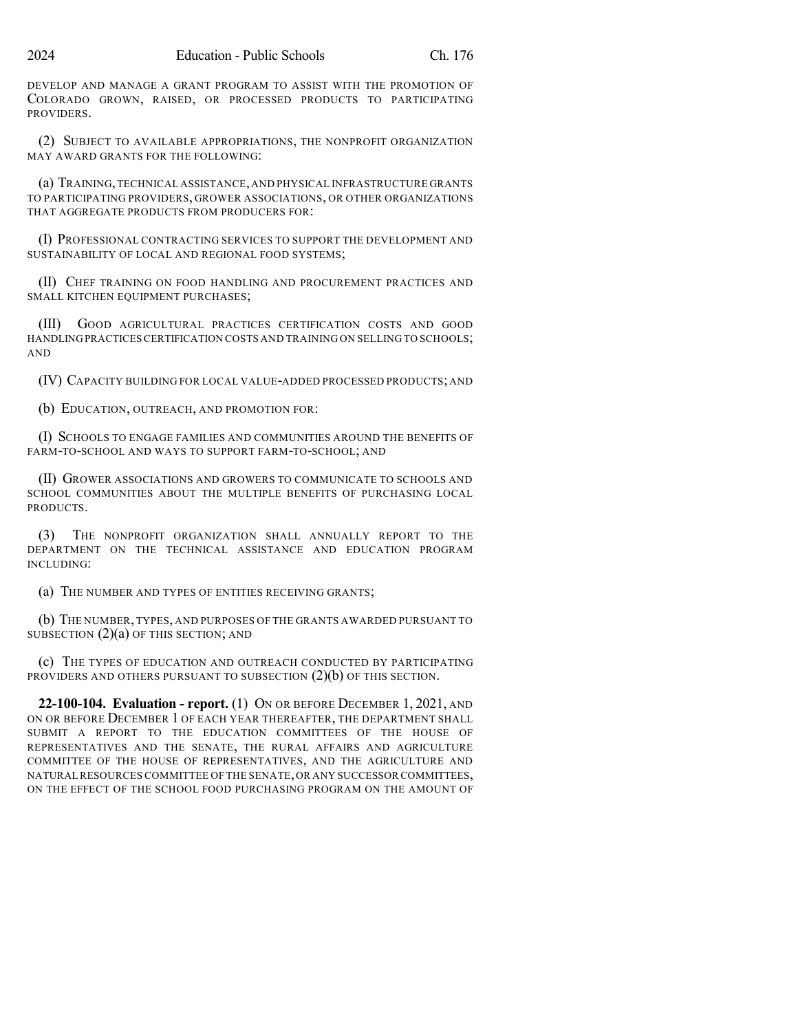DEVELOP AND MANAGE A GRANT PROGRAM TO ASSIST WITH THE PROMOTION OF COLORADO GROWN, RAISED, OR PROCESSED PRODUCTS TO PARTICIPATING PROVIDERS.

(2) SUBJECT TO AVAILABLE APPROPRIATIONS, THE NONPROFIT ORGANIZATION MAY AWARD GRANTS FOR THE FOLLOWING:

(a) TRAINING, TECHNICAL ASSISTANCE, AND PHYSICAL INFRASTRUCTURE GRANTS TO PARTICIPATING PROVIDERS, GROWER ASSOCIATIONS, OR OTHER ORGANIZATIONS THAT AGGREGATE PRODUCTS FROM PRODUCERS FOR:

(I) PROFESSIONAL CONTRACTING SERVICES TO SUPPORT THE DEVELOPMENT AND SUSTAINABILITY OF LOCAL AND REGIONAL FOOD SYSTEMS;

(II) CHEF TRAINING ON FOOD HANDLING AND PROCUREMENT PRACTICES AND SMALL KITCHEN EQUIPMENT PURCHASES;

(III) GOOD AGRICULTURAL PRACTICES CERTIFICATION COSTS AND GOOD HANDLING PRACTICES CERTIFICATION COSTS AND TRAINING ON SELLING TO SCHOOLS; AND

(IV) CAPACITY BUILDING FOR LOCAL VALUE-ADDED PROCESSED PRODUCTS; AND

(b) EDUCATION, OUTREACH, AND PROMOTION FOR:

(I) SCHOOLS TO ENGAGE FAMILIES AND COMMUNITIES AROUND THE BENEFITS OF FARM-TO-SCHOOL AND WAYS TO SUPPORT FARM-TO-SCHOOL; AND

(II) GROWER ASSOCIATIONS AND GROWERS TO COMMUNICATE TO SCHOOLS AND SCHOOL COMMUNITIES ABOUT THE MULTIPLE BENEFITS OF PURCHASING LOCAL PRODUCTS.

(3) THE NONPROFIT ORGANIZATION SHALL ANNUALLY REPORT TO THE DEPARTMENT ON THE TECHNICAL ASSISTANCE AND EDUCATION PROGRAM INCLUDING:

(a) THE NUMBER AND TYPES OF ENTITIES RECEIVING GRANTS;

(b) THE NUMBER, TYPES, AND PURPOSES OF THE GRANTS AWARDED PURSUANT TO SUBSECTION (2)(a) OF THIS SECTION; AND

(c) THE TYPES OF EDUCATION AND OUTREACH CONDUCTED BY PARTICIPATING PROVIDERS AND OTHERS PURSUANT TO SUBSECTION (2)(b) OF THIS SECTION.

**22-100-104. Evaluation - report.** (1) ON OR BEFORE DECEMBER 1, 2021, AND ON OR BEFORE DECEMBER 1 OF EACH YEAR THEREAFTER, THE DEPARTMENT SHALL SUBMIT A REPORT TO THE EDUCATION COMMITTEES OF THE HOUSE OF REPRESENTATIVES AND THE SENATE, THE RURAL AFFAIRS AND AGRICULTURE COMMITTEE OF THE HOUSE OF REPRESENTATIVES, AND THE AGRICULTURE AND NATURAL RESOURCES COMMITTEE OF THE SENATE, OR ANY SUCCESSOR COMMITTEES, ON THE EFFECT OF THE SCHOOL FOOD PURCHASING PROGRAM ON THE AMOUNT OF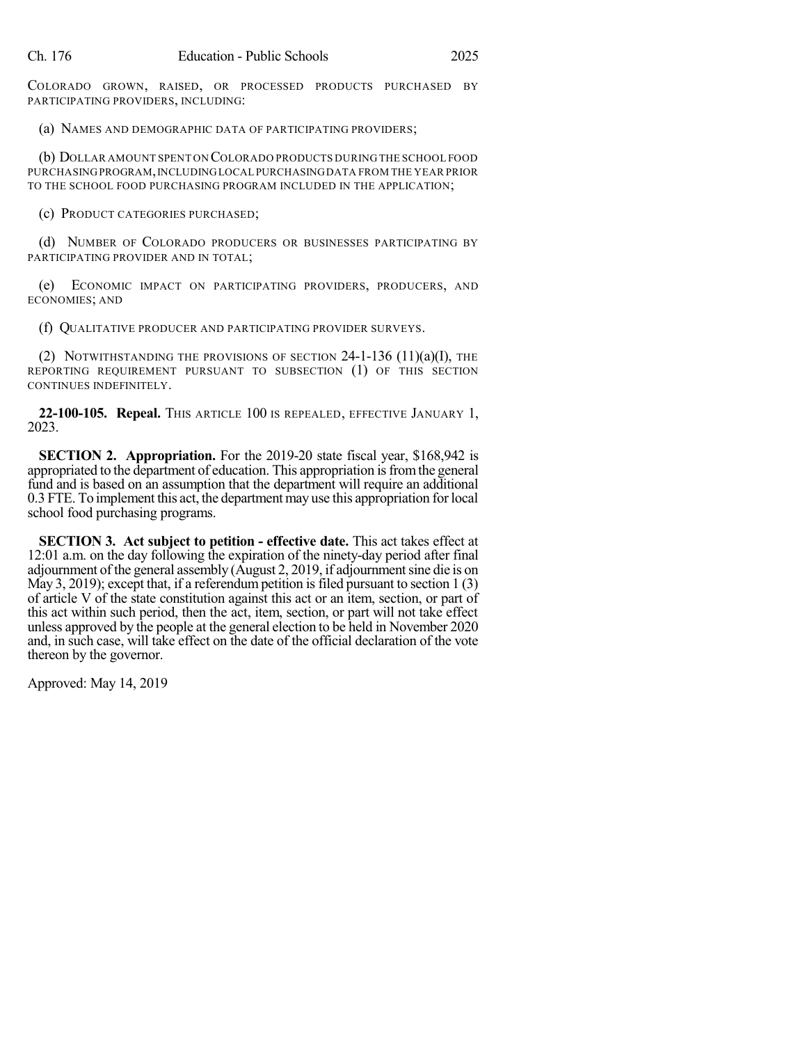COLORADO GROWN, RAISED, OR PROCESSED PRODUCTS PURCHASED BY PARTICIPATING PROVIDERS, INCLUDING:

(a) NAMES AND DEMOGRAPHIC DATA OF PARTICIPATING PROVIDERS;

(b) DOLLAR AMOUNT SPENT ON COLORADO PRODUCTS DURING THE SCHOOL FOOD PURCHASING PROGRAM, INCLUDING LOCAL PURCHASING DATA FROM THE YEAR PRIOR TO THE SCHOOL FOOD PURCHASING PROGRAM INCLUDED IN THE APPLICATION;

(c) PRODUCT CATEGORIES PURCHASED;

(d) NUMBER OF COLORADO PRODUCERS OR BUSINESSES PARTICIPATING BY PARTICIPATING PROVIDER AND IN TOTAL;

(e) ECONOMIC IMPACT ON PARTICIPATING PROVIDERS, PRODUCERS, AND ECONOMIES; AND

(f) QUALITATIVE PRODUCER AND PARTICIPATING PROVIDER SURVEYS.

(2) NOTWITHSTANDING THE PROVISIONS OF SECTION 24-1-136 (11)(a)(I), THE REPORTING REQUIREMENT PURSUANT TO SUBSECTION (1) OF THIS SECTION CONTINUES INDEFINITELY.

**22-100-105. Repeal.** THIS ARTICLE 100 IS REPEALED, EFFECTIVE JANUARY 1, 2023.

**SECTION 2. Appropriation.** For the 2019-20 state fiscal year, $168,942 is appropriated to the department of education. This appropriation is from the general fund and is based on an assumption that the department will require an additional 0.3 FTE. To implement this act, the department may use this appropriation for local school food purchasing programs.

**SECTION 3. Act subject to petition - effective date.** This act takes effect at 12:01 a.m. on the day following the expiration of the ninety-day period after final adjournment of the general assembly (August 2, 2019, if adjournment sine die is on May 3, 2019); except that, if a referendum petition is filed pursuant to section 1 (3) of article V of the state constitution against this act or an item, section, or part of this act within such period, then the act, item, section, or part will not take effect unless approved by the people at the general election to be held in November 2020 and, in such case, will take effect on the date of the official declaration of the vote thereon by the governor.

Approved: May 14, 2019